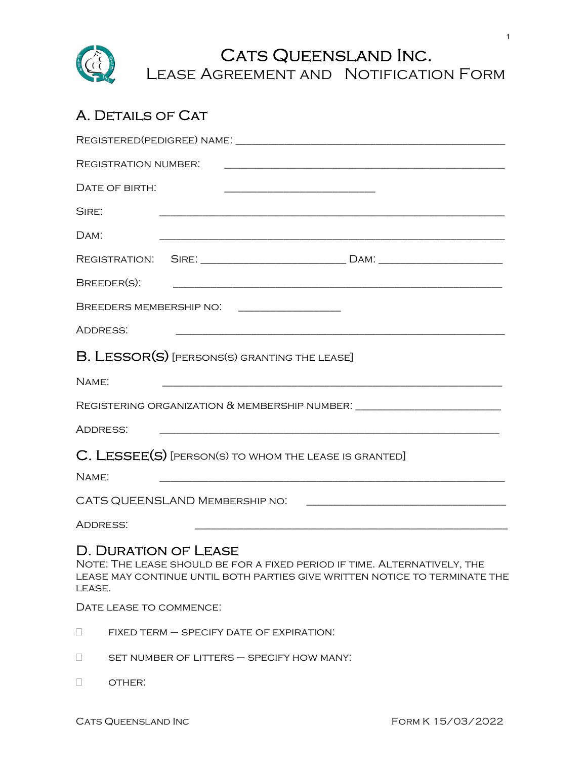# Cats Queensland Inc.
## Lease Agreement and Notification Form

## A. Details of Cat

Registered(pedigree) name: ____________________________________________

Registration number: ____________________________________________

Date of birth: _________________________

Sire: ____________________________________________

Dam: ____________________________________________

Registration: Sire: _________________________ Dam: ____________________

Breeder(s): ____________________________________________

Breeders membership no: _________________

Address: ____________________________________________

## B. Lessor(s) [persons(s) granting the lease]

Name: ____________________________________________

Registering organization & membership number: _________________________

Address: ____________________________________________

## C. Lessee(s) [person(s) to whom the lease is granted]

Name: ____________________________________________

CATS QUEENSLAND Membership no: ________________________________

Address: ____________________________________________

## D. Duration of Lease

Note: The lease should be for a fixed period if time. Alternatively, the lease may continue until both parties give written notice to terminate the lease.

Date lease to commence:

- ☐ fixed term – specify date of expiration:
- ☐ set number of litters – specify how many:
- ☐ other:

Cats Queensland Inc Form K 15/03/2022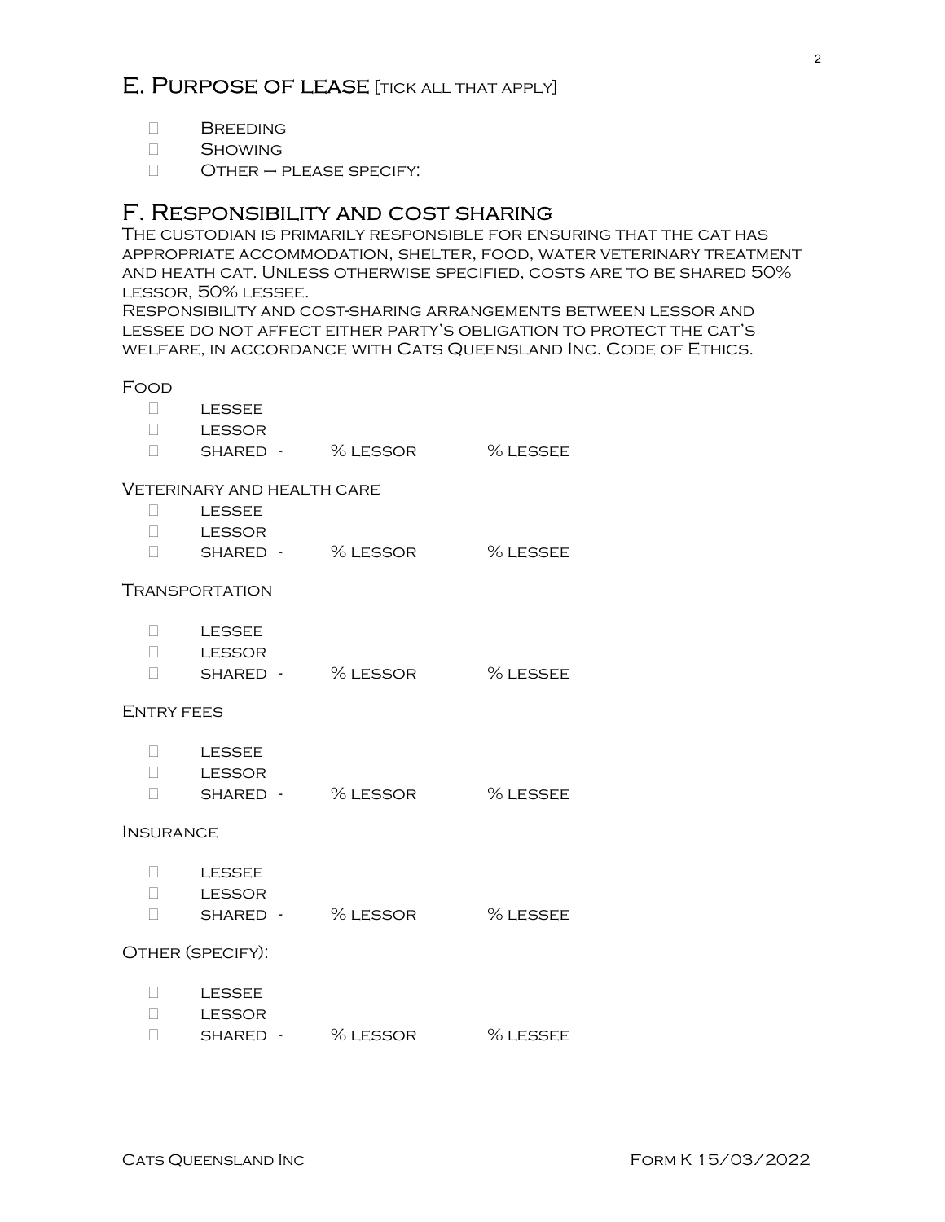## E. Purpose of lease [tick all that apply]

- ☐ Breeding
- ☐ Showing
- ☐ Other – please specify:

## F. Responsibility and cost sharing

The custodian is primarily responsible for ensuring that the cat has appropriate accommodation, shelter, food, water veterinary treatment and heath cat. Unless otherwise specified, costs are to be shared 50% lessor, 50% lessee.

Responsibility and cost-sharing arrangements between lessor and lessee do not affect either party's obligation to protect the cat's welfare, in accordance with Cats Queensland Inc. Code of Ethics.

Food

- ☐ lessee
- ☐ lessor
- ☐ shared - % lessor % lessee

Veterinary and health care

- ☐ lessee
- ☐ lessor
- ☐ shared - % lessor % lessee

Transportation

- ☐ lessee
- ☐ lessor
- ☐ shared - % lessor % lessee

Entry fees

- ☐ lessee
- ☐ lessor
- ☐ shared - % lessor % lessee

Insurance

- ☐ lessee
- ☐ lessor
- ☐ shared - % lessor % lessee

Other (specify):

- ☐ lessee
- ☐ lessor
- ☐ shared - % lessor % lessee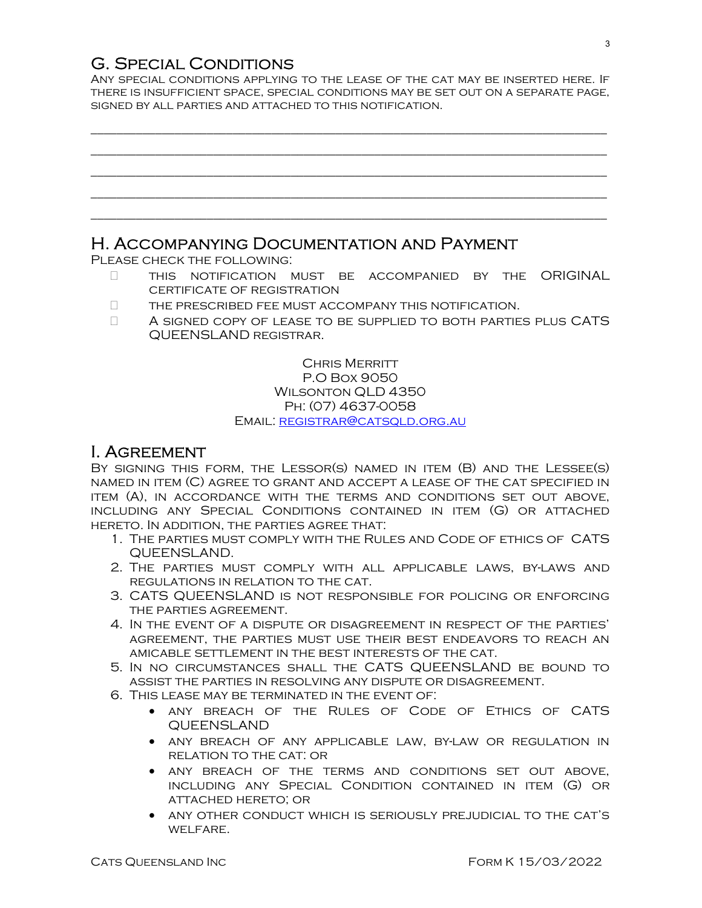## G. Special Conditions

Any special conditions applying to the lease of the cat may be inserted here. If there is insufficient space, special conditions may be set out on a separate page, signed by all parties and attached to this notification.

___________________________________________________________________________

___________________________________________________________________________

___________________________________________________________________________

___________________________________________________________________________

___________________________________________________________________________

## H. Accompanying Documentation and Payment

Please check the following:

- ☐ This notification must be accompanied by the ORIGINAL certificate of registration
- ☐ The prescribed fee must accompany this notification.
- ☐ A signed copy of lease to be supplied to both parties plus CATS QUEENSLAND registrar.

Chris Merritt
P.O Box 9050
Wilsonton QLD 4350
Ph: (07) 4637-0058
Email: registrar@catsqld.org.au

## I. Agreement

By signing this form, the Lessor(s) named in item (B) and the Lessee(s) named in item (C) agree to grant and accept a lease of the cat specified in item (A), in accordance with the terms and conditions set out above, including any Special Conditions contained in item (G) or attached hereto. In addition, the parties agree that:

1. The parties must comply with the Rules and Code of ethics of CATS QUEENSLAND.
2. The parties must comply with all applicable laws, by-laws and regulations in relation to the cat.
3. CATS QUEENSLAND is not responsible for policing or enforcing the parties agreement.
4. In the event of a dispute or disagreement in respect of the parties' agreement, the parties must use their best endeavors to reach an amicable settlement in the best interests of the cat.
5. In no circumstances shall the CATS QUEENSLAND be bound to assist the parties in resolving any dispute or disagreement.
6. This lease may be terminated in the event of:
   - any breach of the Rules of Code of Ethics of CATS QUEENSLAND
   - any breach of any applicable law, by-law or regulation in relation to the cat: or
   - any breach of the terms and conditions set out above, including any Special Condition contained in item (G) or attached hereto; or
   - any other conduct which is seriously prejudicial to the cat's welfare.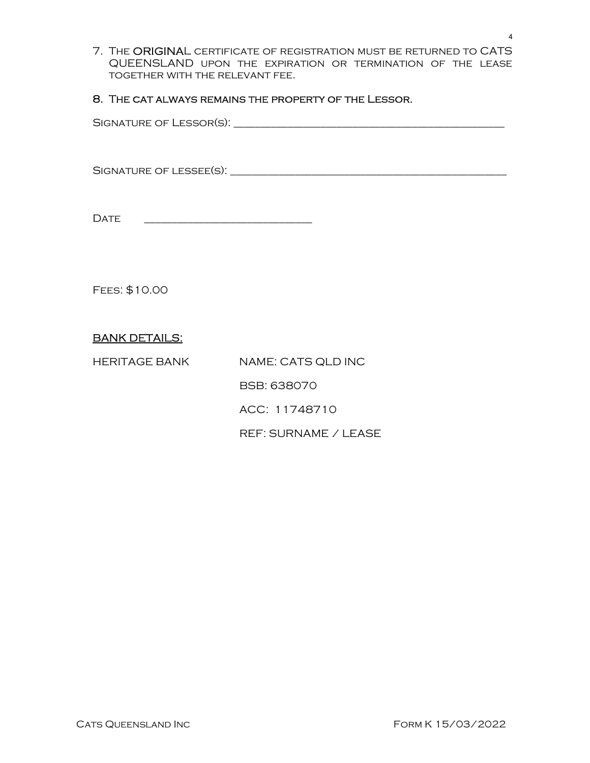7. The **ORIGINAL** certificate of registration must be returned to CATS QUEENSLAND upon the expiration or termination of the lease together with the relevant fee.

8. **The cat always remains the property of the Lessor.**

Signature of Lessor(s): _______________________________________________

Signature of lessee(s): _______________________________________________

Date ___________________________

Fees: $10.00

<u>BANK DETAILS:</u>

| | |
|---|---|
| HERITAGE BANK | NAME: CATS QLD INC |
| | BSB: 638070 |
| | ACC: 11748710 |
| | REF: SURNAME / LEASE |